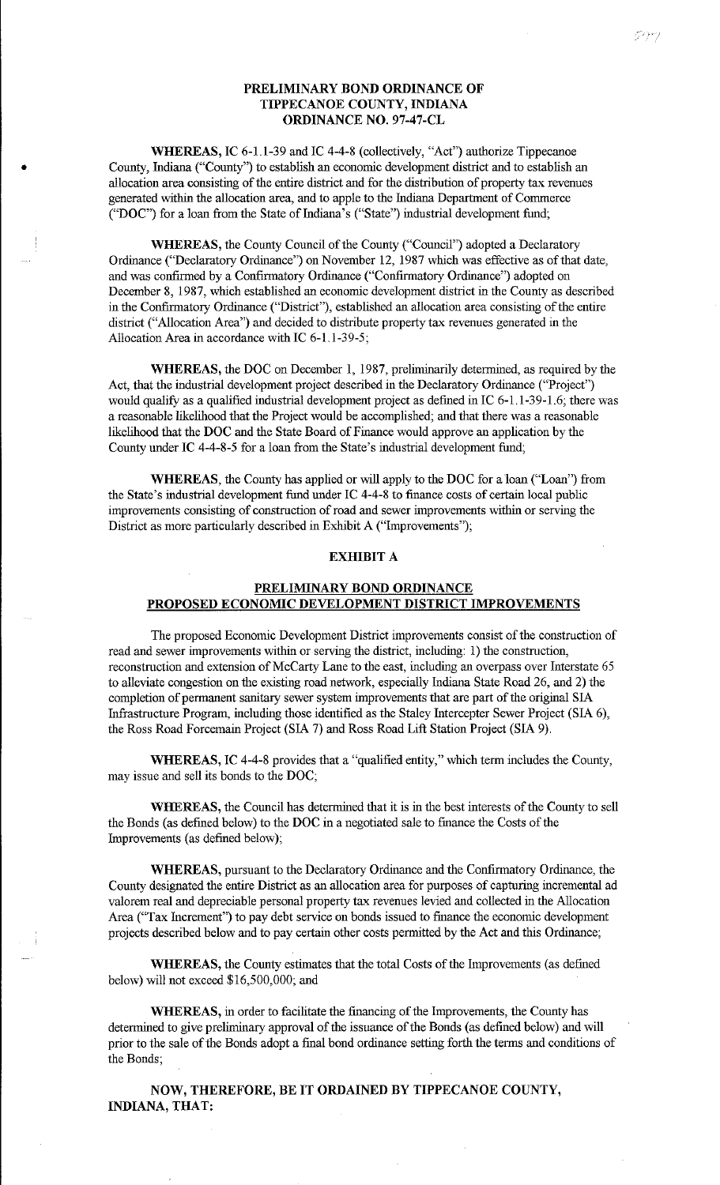# PRELIMINARY BOND ORDINANCE OF TIPPECANOE COUNTY, INDIANA ORDINANCE NO. 97-47-CL

**WHEREAS,** IC 6-1.1-39 and IC 4-4-8 (collectively, "Act") authorize Tippecanoe County, Indiana ("County") to establish an economic development district and to establish an allocation area consisting of the entire district and for the distribution of property tax revenues generated within the allocation area, and to apple to the Indiana Department of Commerce ("DOC") for a loan from the State of Indiana's ("State") industrial development fund;

**WHEREAS,** the County Council of the County ("Council") adopted a Declaratory Ordinance ("Declaratory Ordinance") on November 12, 1987 which was effective as of that date, and was confirmed by a Confirmatory Ordinance ("Confirmatory Ordinance") adopted on December 8, 1987, which established an economic development district in the County as described in the Confirmatory Ordinance ("District"), established an allocation area consisting of the entire district ("Allocation Area") and decided to distribute property tax revenues generated in the Allocation Area in accordance with IC 6-1.1-39-5;

**WHEREAS,** the DOC on December 1, 1987, preliminarily determined, as required by the Act, that the industrial development project described in the Declaratory Ordinance ("Project") would qualify as a qualified industrial development project as defined in IC 6-1.1-39-1.6; there was a reasonable likelihood that the Project would be accomplished; and that there was a reasonable likelihood that the DOC and the State Board of Finance would approve an application by the County under IC 4-4-8-5 for a loan from the State's industrial development fund;

**WHEREAS,** the County has applied or will apply to the DOC for a loan ("Loan") from the State's industrial development fund under IC 4-4-8 to finance costs of certain local public improvements consisting of construction of road and sewer improvements within or serving the District as more particularly described in Exhibit A ("Improvements");

## EXHIBIT A

## PRELIMINARY BOND ORDINANCE PROPOSED ECONOMIC DEVELOPMENT DISTRICT IMPROVEMENTS

The proposed Economic Development District improvements consist of the construction of read and sewer improvements within or serving the district, including: 1) the construction, reconstruction and extension of McCarty Lane to the east, including an overpass over Interstate 65 to alleviate congestion on the existing road network, especially Indiana State Road 26, and 2) the completion of permanent sanitary sewer system improvements that are part of the original SIA Infrastructure Program, including those identified as the Staley Intercepter Sewer Project (SIA 6), the Ross Road Forcemain Project (SIA 7) and Ross Road Lift Station Project (SIA 9).

**WHEREAS,** IC 4-4-8 provides that a "qualified entity," which term includes the County, may issue and sell its bonds to the DOC;

**WHEREAS,** the Council has determined that it is in the best interests of the County to sell the Bonds (as defined below) to the DOC in a negotiated sale to finance the Costs of the Improvements (as defined below);

**WHEREAS,** pursuant to the Declaratory Ordinance and the Confirmatory Ordinance, the County designated the entire District as an allocation area for purposes of capturing incremental ad valorem real and depreciable personal property tax revenues levied and collected in the Allocation Area ("Tax Increment") to pay debt service on bonds issued to finance the economic development projects described below and to pay certain other costs permitted by the Act and this Ordinance;

**WHEREAS,** the County estimates that the total Costs of the Improvements (as defined below) will not exceed $16,500,000; and

**WHEREAS,** in order to facilitate the financing of the Improvements, the County has determined to give preliminary approval of the issuance of the Bonds (as defined below) and will prior to the sale of the Bonds adopt a final bond ordinance setting forth the terms and conditions of the Bonds;

**NOW, THEREFORE, BE IT ORDAINED BY TIPPECANOE COUNTY, INDIANA, THAT:**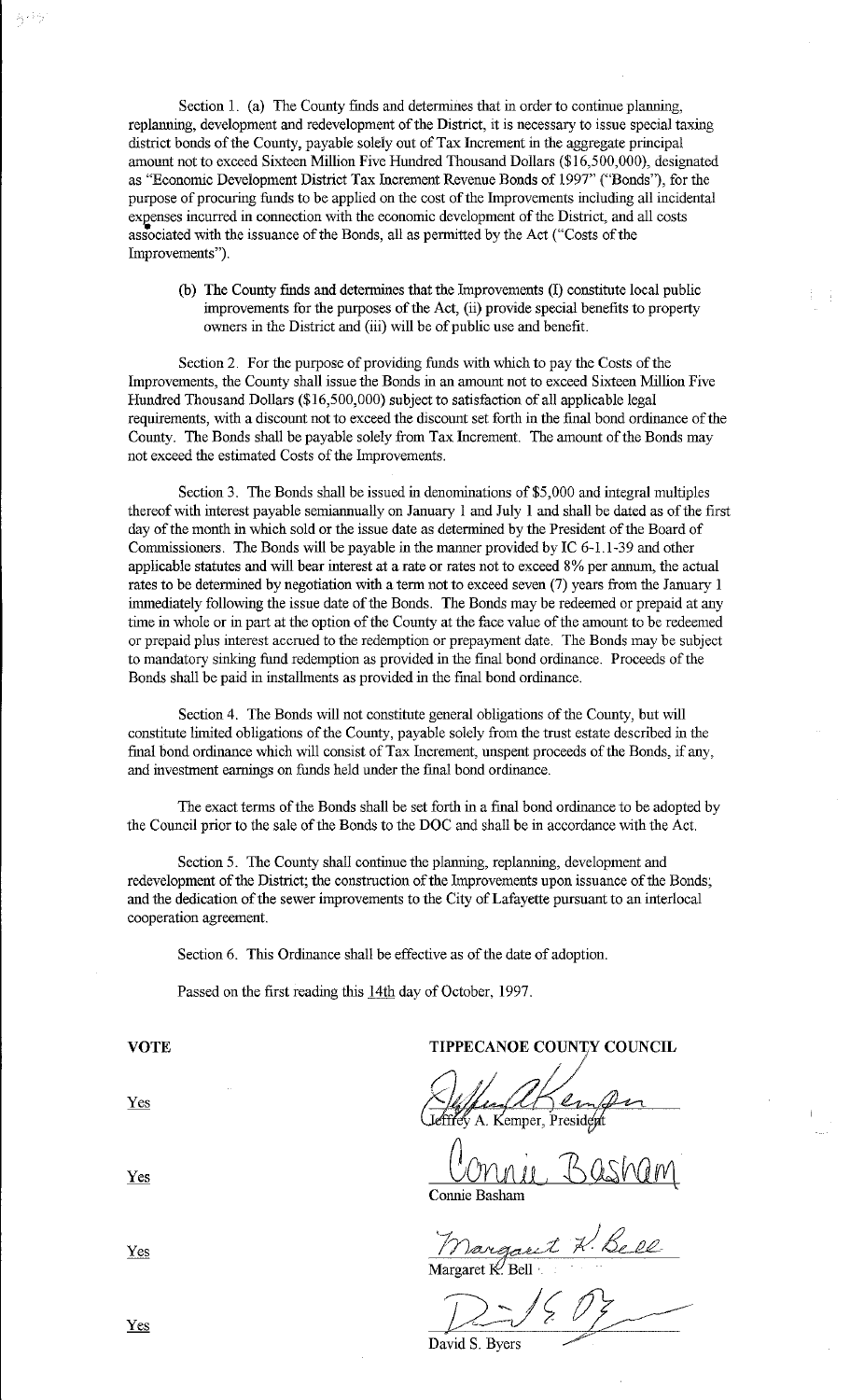Section 1. (a) The County finds and determines that in order to continue planning, replanning, development and redevelopment of the District, it is necessary to issue special taxing district bonds of the County, payable solely out of Tax Increment in the aggregate principal amount not to exceed Sixteen Million Five Hundred Thousand Dollars ($16,500,000), designated as "Economic Development District Tax Increment Revenue Bonds of 1997" ("Bonds"), for the purpose of procuring funds to be applied on the cost of the Improvements including all incidental expenses incurred in connection with the economic development of the District, and all costs associated with the issuance of the Bonds, all as permitted by the Act ("Costs of the Improvements").

(b) The County finds and determines that the Improvements (I) constitute local public improvements for the purposes of the Act, (ii) provide special benefits to property owners in the District and (iii) will be of public use and benefit.

Section 2. For the purpose of providing funds with which to pay the Costs of the Improvements, the County shall issue the Bonds in an amount not to exceed Sixteen Million Five Hundred Thousand Dollars ($16,500,000) subject to satisfaction of all applicable legal requirements, with a discount not to exceed the discount set forth in the final bond ordinance of the County. The Bonds shall be payable solely from Tax Increment. The amount of the Bonds may not exceed the estimated Costs of the Improvements.

Section 3. The Bonds shall be issued in denominations of $5,000 and integral multiples thereof with interest payable semiannually on January 1 and July 1 and shall be dated as of the first day of the month in which sold or the issue date as determined by the President of the Board of Commissioners. The Bonds will be payable in the manner provided by IC 6-1.1-39 and other applicable statutes and will bear interest at a rate or rates not to exceed 8% per annum, the actual rates to be determined by negotiation with a term not to exceed seven (7) years from the January 1 immediately following the issue date of the Bonds. The Bonds may be redeemed or prepaid at any time in whole or in part at the option of the County at the face value of the amount to be redeemed or prepaid plus interest accrued to the redemption or prepayment date. The Bonds may be subject to mandatory sinking fund redemption as provided in the final bond ordinance. Proceeds of the Bonds shall be paid in installments as provided in the final bond ordinance.

Section 4. The Bonds will not constitute general obligations of the County, but will constitute limited obligations of the County, payable solely from the trust estate described in the final bond ordinance which will consist of Tax Increment, unspent proceeds of the Bonds, if any, and investment earnings on funds held under the final bond ordinance.

The exact terms of the Bonds shall be set forth in a final bond ordinance to be adopted by the Council prior to the sale of the Bonds to the DOC and shall be in accordance with the Act.

Section 5. The County shall continue the planning, replanning, development and redevelopment of the District; the construction of the Improvements upon issuance of the Bonds; and the dedication of the sewer improvements to the City of Lafayette pursuant to an interlocal cooperation agreement.

Section 6. This Ordinance shall be effective as of the date of adoption.

Passed on the first reading this 14th day of October, 1997.

| VOTE | TIPPECANOE COUNTY COUNCIL |
|---|---|
| Yes | Jeffrey A. Kemper, President |
| Yes | Connie Basham |
| Yes | Margaret K. Bell |
| Yes | David S. Byers |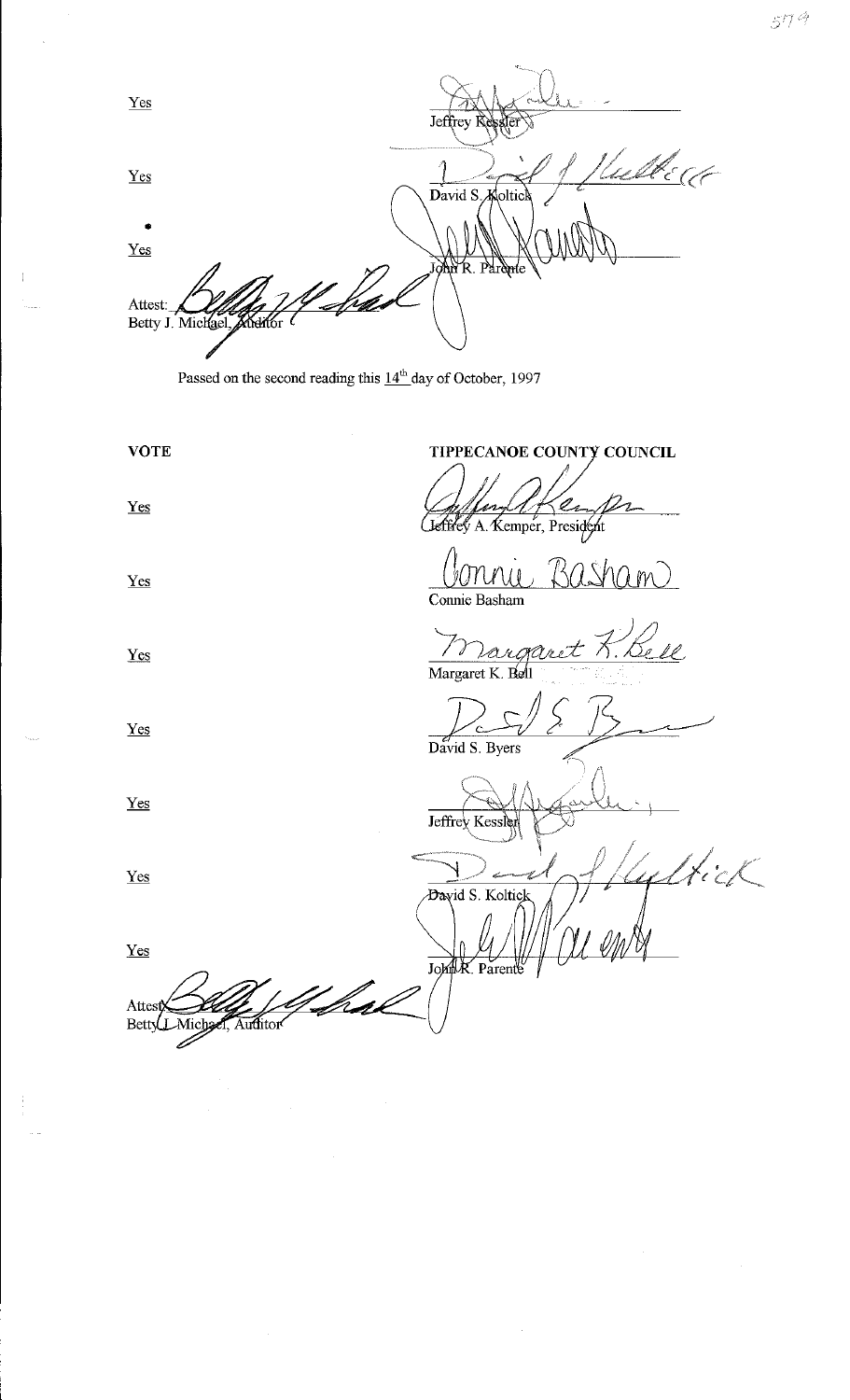| | |
|---|---|
| Yes | Jeffrey Kessler |
| Yes | David S. Koltick |
| Yes | John R. Parente |

Attest: Betty J. Michael, Auditor

Passed on the second reading this 14[th] day of October, 1997

| VOTE | TIPPECANOE COUNTY COUNCIL |
|---|---|
| Yes | Jeffrey A. Kemper, President |
| Yes | Connie Basham |
| Yes | Margaret K. Bell |
| Yes | David S. Byers |
| Yes | Jeffrey Kessler |
| Yes | David S. Koltick |
| Yes | John R. Parente |

Attest: Betty J. Michael, Auditor